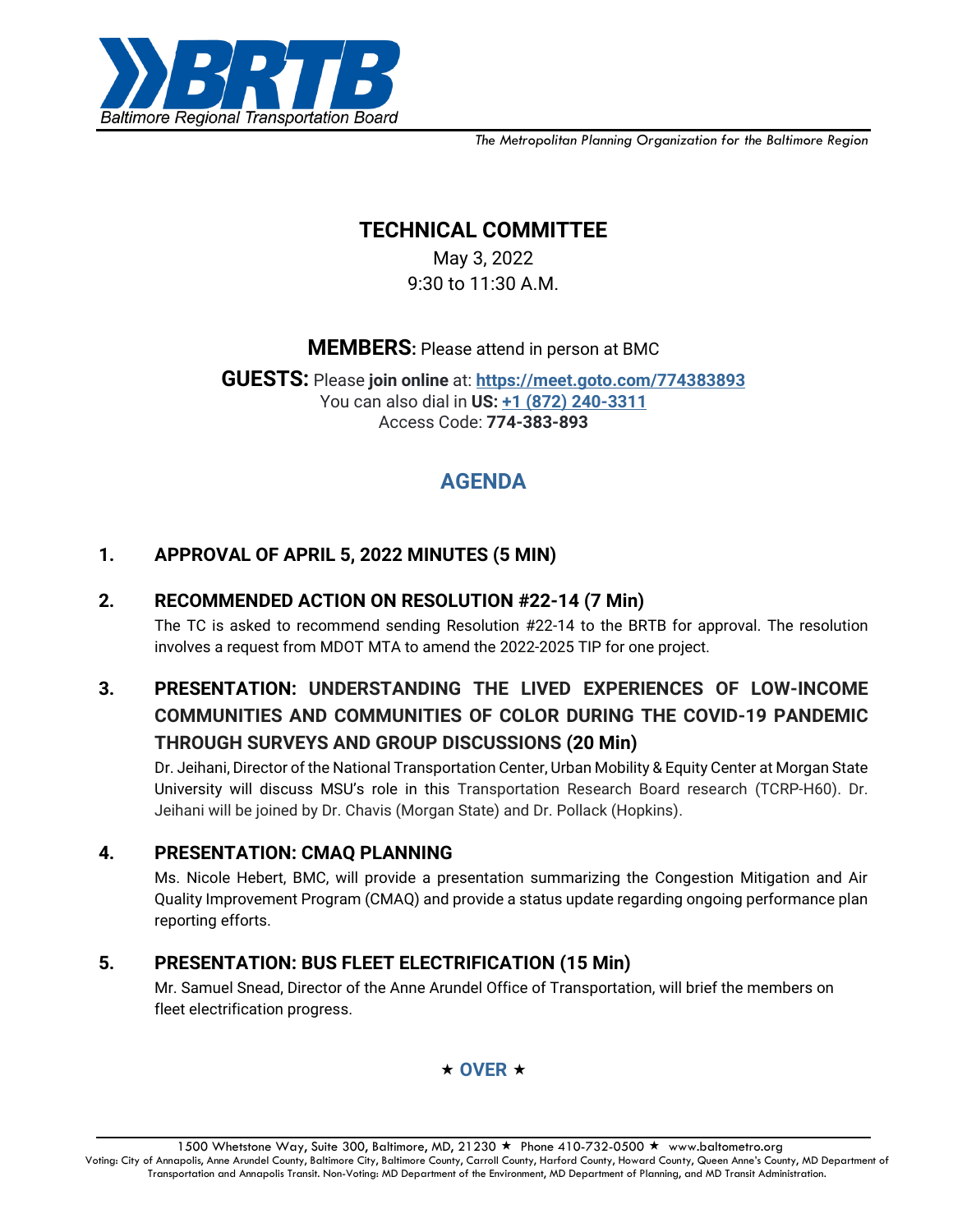Baltimore Regional Transportation Board

*The Metropolitan Planning Organization for the Baltimore Region*

# TECHNICAL COMMITTEE

May 3, 2022
9:30 to 11:30 A.M.

**MEMBERS:** Please attend in person at BMC

**GUESTS:** Please **join online** at: **https://meet.goto.com/774383893**
You can also dial in **US: +1 (872) 240-3311**
Access Code: **774-383-893**

## AGENDA

**1. APPROVAL OF APRIL 5, 2022 MINUTES (5 MIN)**

**2. RECOMMENDED ACTION ON RESOLUTION #22-14 (7 Min)**

The TC is asked to recommend sending Resolution #22-14 to the BRTB for approval. The resolution involves a request from MDOT MTA to amend the 2022-2025 TIP for one project.

**3. PRESENTATION: UNDERSTANDING THE LIVED EXPERIENCES OF LOW-INCOME COMMUNITIES AND COMMUNITIES OF COLOR DURING THE COVID-19 PANDEMIC THROUGH SURVEYS AND GROUP DISCUSSIONS (20 Min)**

Dr. Jeihani, Director of the National Transportation Center, Urban Mobility & Equity Center at Morgan State University will discuss MSU's role in this Transportation Research Board research (TCRP-H60). Dr. Jeihani will be joined by Dr. Chavis (Morgan State) and Dr. Pollack (Hopkins).

**4. PRESENTATION: CMAQ PLANNING**

Ms. Nicole Hebert, BMC, will provide a presentation summarizing the Congestion Mitigation and Air Quality Improvement Program (CMAQ) and provide a status update regarding ongoing performance plan reporting efforts.

**5. PRESENTATION: BUS FLEET ELECTRIFICATION (15 Min)**

Mr. Samuel Snead, Director of the Anne Arundel Office of Transportation, will brief the members on fleet electrification progress.

★ **OVER** ★

1500 Whetstone Way, Suite 300, Baltimore, MD, 21230 ★ Phone 410-732-0500 ★ www.baltometro.org
Voting: City of Annapolis, Anne Arundel County, Baltimore City, Baltimore County, Carroll County, Harford County, Howard County, Queen Anne's County, MD Department of Transportation and Annapolis Transit. Non-Voting: MD Department of the Environment, MD Department of Planning, and MD Transit Administration.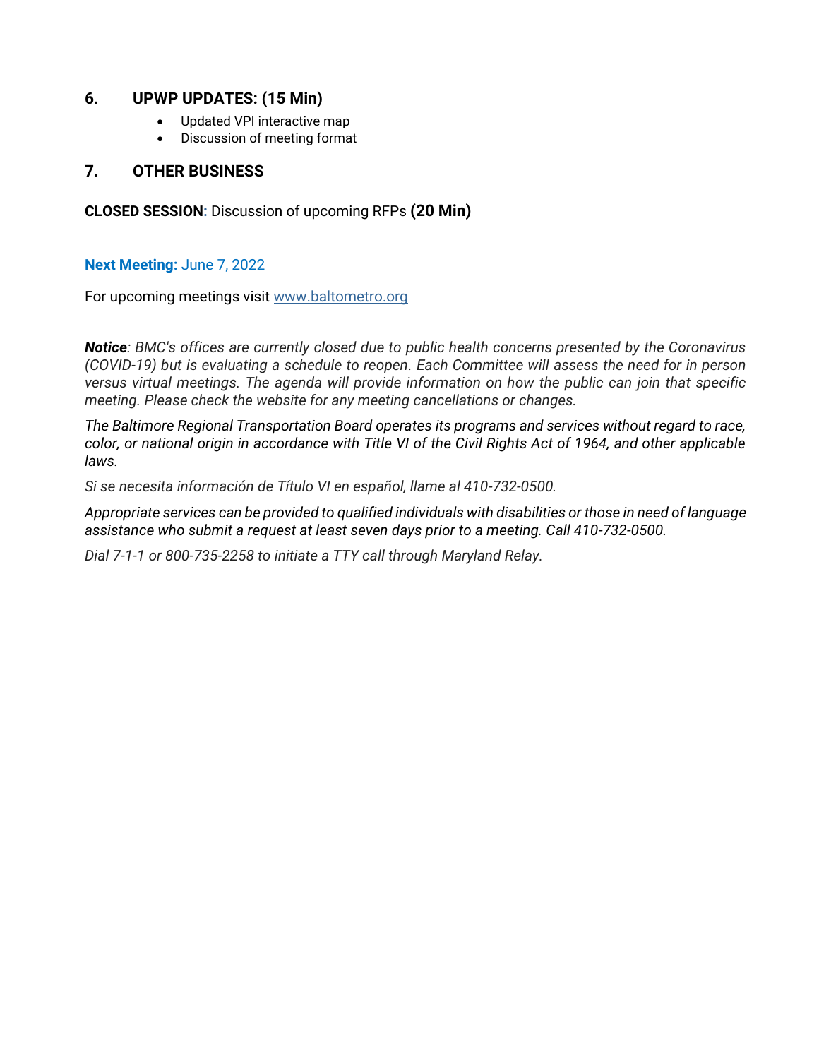## 6. UPWP UPDATES: (15 Min)

- Updated VPI interactive map
- Discussion of meeting format

## 7. OTHER BUSINESS

**CLOSED SESSION:** Discussion of upcoming RFPs **(20 Min)**

**Next Meeting:** June 7, 2022

For upcoming meetings visit www.baltometro.org

***Notice****: BMC's offices are currently closed due to public health concerns presented by the Coronavirus (COVID-19) but is evaluating a schedule to reopen. Each Committee will assess the need for in person versus virtual meetings. The agenda will provide information on how the public can join that specific meeting. Please check the website for any meeting cancellations or changes.*

*The Baltimore Regional Transportation Board operates its programs and services without regard to race, color, or national origin in accordance with Title VI of the Civil Rights Act of 1964, and other applicable laws.*

*Si se necesita información de Título VI en español, llame al 410-732-0500.*

*Appropriate services can be provided to qualified individuals with disabilities or those in need of language assistance who submit a request at least seven days prior to a meeting. Call 410-732-0500.*

*Dial 7-1-1 or 800-735-2258 to initiate a TTY call through Maryland Relay.*